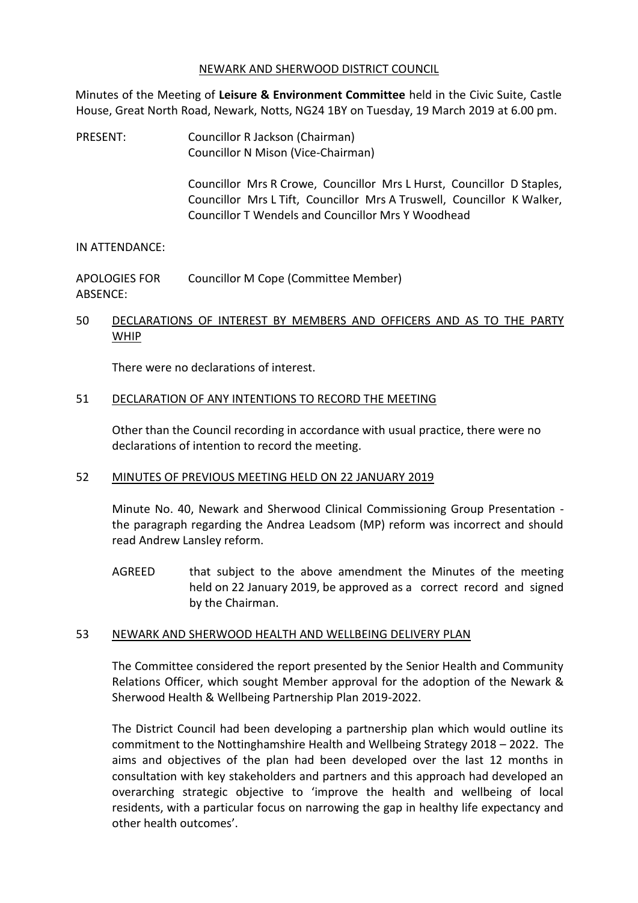# NEWARK AND SHERWOOD DISTRICT COUNCIL

Minutes of the Meeting of **Leisure & Environment Committee** held in the Civic Suite, Castle House, Great North Road, Newark, Notts, NG24 1BY on Tuesday, 19 March 2019 at 6.00 pm.

PRESENT: Councillor R Jackson (Chairman)
Councillor N Mison (Vice-Chairman)

Councillor Mrs R Crowe, Councillor Mrs L Hurst, Councillor D Staples, Councillor Mrs L Tift, Councillor Mrs A Truswell, Councillor K Walker, Councillor T Wendels and Councillor Mrs Y Woodhead

IN ATTENDANCE:

APOLOGIES FOR ABSENCE: Councillor M Cope (Committee Member)

## 50 DECLARATIONS OF INTEREST BY MEMBERS AND OFFICERS AND AS TO THE PARTY WHIP

There were no declarations of interest.

## 51 DECLARATION OF ANY INTENTIONS TO RECORD THE MEETING

Other than the Council recording in accordance with usual practice, there were no declarations of intention to record the meeting.

## 52 MINUTES OF PREVIOUS MEETING HELD ON 22 JANUARY 2019

Minute No. 40, Newark and Sherwood Clinical Commissioning Group Presentation - the paragraph regarding the Andrea Leadsom (MP) reform was incorrect and should read Andrew Lansley reform.

AGREED that subject to the above amendment the Minutes of the meeting held on 22 January 2019, be approved as a correct record and signed by the Chairman.

## 53 NEWARK AND SHERWOOD HEALTH AND WELLBEING DELIVERY PLAN

The Committee considered the report presented by the Senior Health and Community Relations Officer, which sought Member approval for the adoption of the Newark & Sherwood Health & Wellbeing Partnership Plan 2019-2022.

The District Council had been developing a partnership plan which would outline its commitment to the Nottinghamshire Health and Wellbeing Strategy 2018 – 2022. The aims and objectives of the plan had been developed over the last 12 months in consultation with key stakeholders and partners and this approach had developed an overarching strategic objective to 'improve the health and wellbeing of local residents, with a particular focus on narrowing the gap in healthy life expectancy and other health outcomes'.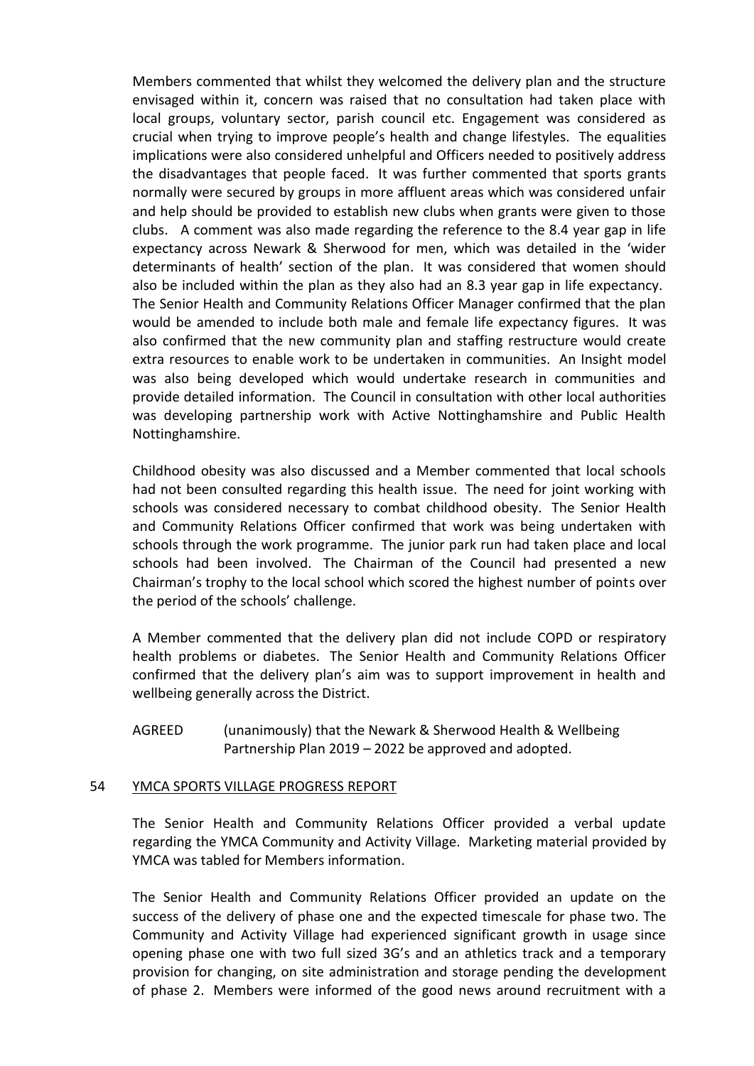Members commented that whilst they welcomed the delivery plan and the structure envisaged within it, concern was raised that no consultation had taken place with local groups, voluntary sector, parish council etc. Engagement was considered as crucial when trying to improve people's health and change lifestyles. The equalities implications were also considered unhelpful and Officers needed to positively address the disadvantages that people faced. It was further commented that sports grants normally were secured by groups in more affluent areas which was considered unfair and help should be provided to establish new clubs when grants were given to those clubs. A comment was also made regarding the reference to the 8.4 year gap in life expectancy across Newark & Sherwood for men, which was detailed in the 'wider determinants of health' section of the plan. It was considered that women should also be included within the plan as they also had an 8.3 year gap in life expectancy. The Senior Health and Community Relations Officer Manager confirmed that the plan would be amended to include both male and female life expectancy figures. It was also confirmed that the new community plan and staffing restructure would create extra resources to enable work to be undertaken in communities. An Insight model was also being developed which would undertake research in communities and provide detailed information. The Council in consultation with other local authorities was developing partnership work with Active Nottinghamshire and Public Health Nottinghamshire.

Childhood obesity was also discussed and a Member commented that local schools had not been consulted regarding this health issue. The need for joint working with schools was considered necessary to combat childhood obesity. The Senior Health and Community Relations Officer confirmed that work was being undertaken with schools through the work programme. The junior park run had taken place and local schools had been involved. The Chairman of the Council had presented a new Chairman's trophy to the local school which scored the highest number of points over the period of the schools' challenge.

A Member commented that the delivery plan did not include COPD or respiratory health problems or diabetes. The Senior Health and Community Relations Officer confirmed that the delivery plan's aim was to support improvement in health and wellbeing generally across the District.

AGREED (unanimously) that the Newark & Sherwood Health & Wellbeing Partnership Plan 2019 – 2022 be approved and adopted.

## 54 YMCA SPORTS VILLAGE PROGRESS REPORT

The Senior Health and Community Relations Officer provided a verbal update regarding the YMCA Community and Activity Village. Marketing material provided by YMCA was tabled for Members information.

The Senior Health and Community Relations Officer provided an update on the success of the delivery of phase one and the expected timescale for phase two. The Community and Activity Village had experienced significant growth in usage since opening phase one with two full sized 3G's and an athletics track and a temporary provision for changing, on site administration and storage pending the development of phase 2. Members were informed of the good news around recruitment with a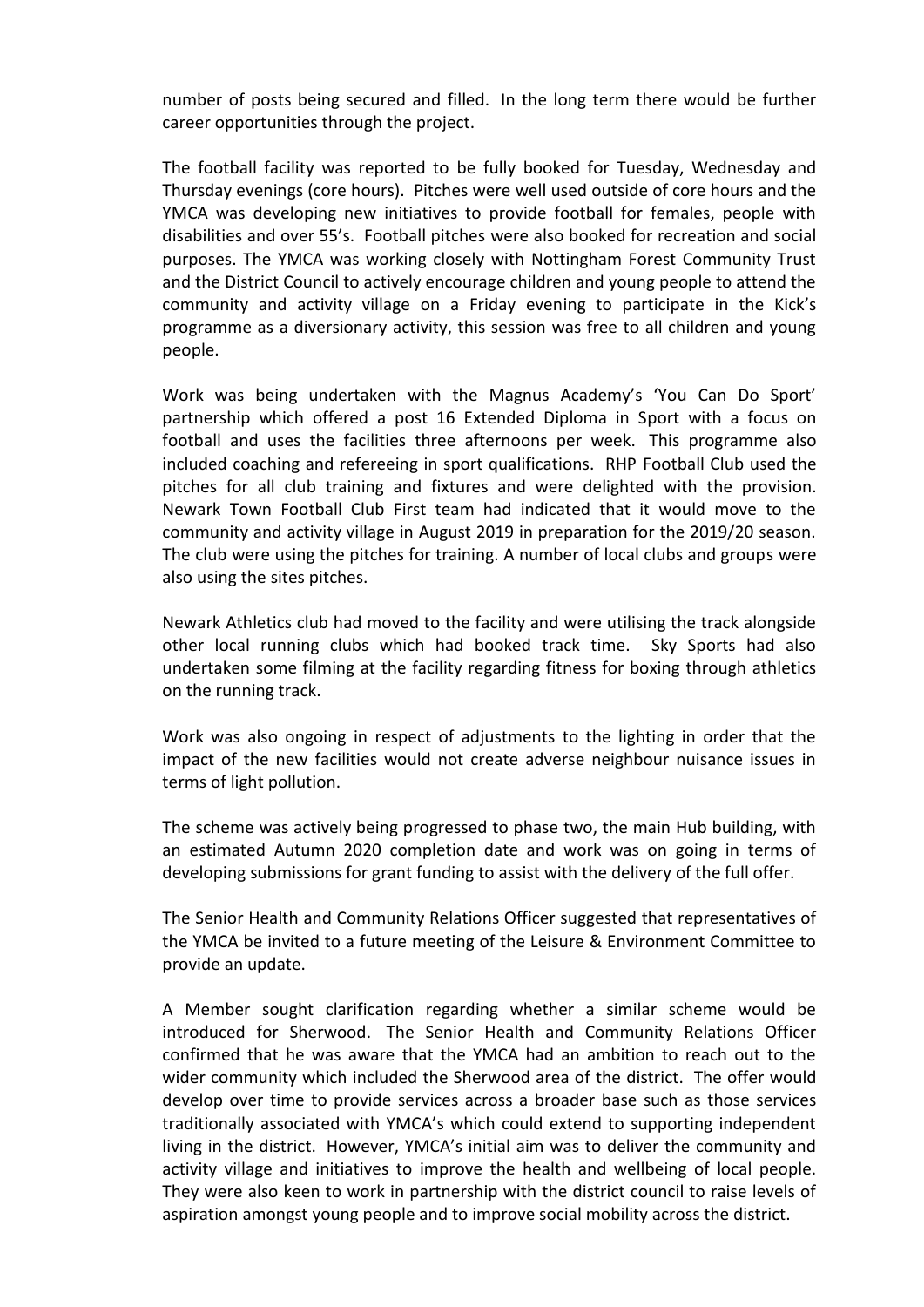number of posts being secured and filled. In the long term there would be further career opportunities through the project.

The football facility was reported to be fully booked for Tuesday, Wednesday and Thursday evenings (core hours). Pitches were well used outside of core hours and the YMCA was developing new initiatives to provide football for females, people with disabilities and over 55's. Football pitches were also booked for recreation and social purposes. The YMCA was working closely with Nottingham Forest Community Trust and the District Council to actively encourage children and young people to attend the community and activity village on a Friday evening to participate in the Kick's programme as a diversionary activity, this session was free to all children and young people.

Work was being undertaken with the Magnus Academy's 'You Can Do Sport' partnership which offered a post 16 Extended Diploma in Sport with a focus on football and uses the facilities three afternoons per week. This programme also included coaching and refereeing in sport qualifications. RHP Football Club used the pitches for all club training and fixtures and were delighted with the provision. Newark Town Football Club First team had indicated that it would move to the community and activity village in August 2019 in preparation for the 2019/20 season. The club were using the pitches for training. A number of local clubs and groups were also using the sites pitches.

Newark Athletics club had moved to the facility and were utilising the track alongside other local running clubs which had booked track time. Sky Sports had also undertaken some filming at the facility regarding fitness for boxing through athletics on the running track.

Work was also ongoing in respect of adjustments to the lighting in order that the impact of the new facilities would not create adverse neighbour nuisance issues in terms of light pollution.

The scheme was actively being progressed to phase two, the main Hub building, with an estimated Autumn 2020 completion date and work was on going in terms of developing submissions for grant funding to assist with the delivery of the full offer.

The Senior Health and Community Relations Officer suggested that representatives of the YMCA be invited to a future meeting of the Leisure & Environment Committee to provide an update.

A Member sought clarification regarding whether a similar scheme would be introduced for Sherwood. The Senior Health and Community Relations Officer confirmed that he was aware that the YMCA had an ambition to reach out to the wider community which included the Sherwood area of the district. The offer would develop over time to provide services across a broader base such as those services traditionally associated with YMCA's which could extend to supporting independent living in the district. However, YMCA's initial aim was to deliver the community and activity village and initiatives to improve the health and wellbeing of local people. They were also keen to work in partnership with the district council to raise levels of aspiration amongst young people and to improve social mobility across the district.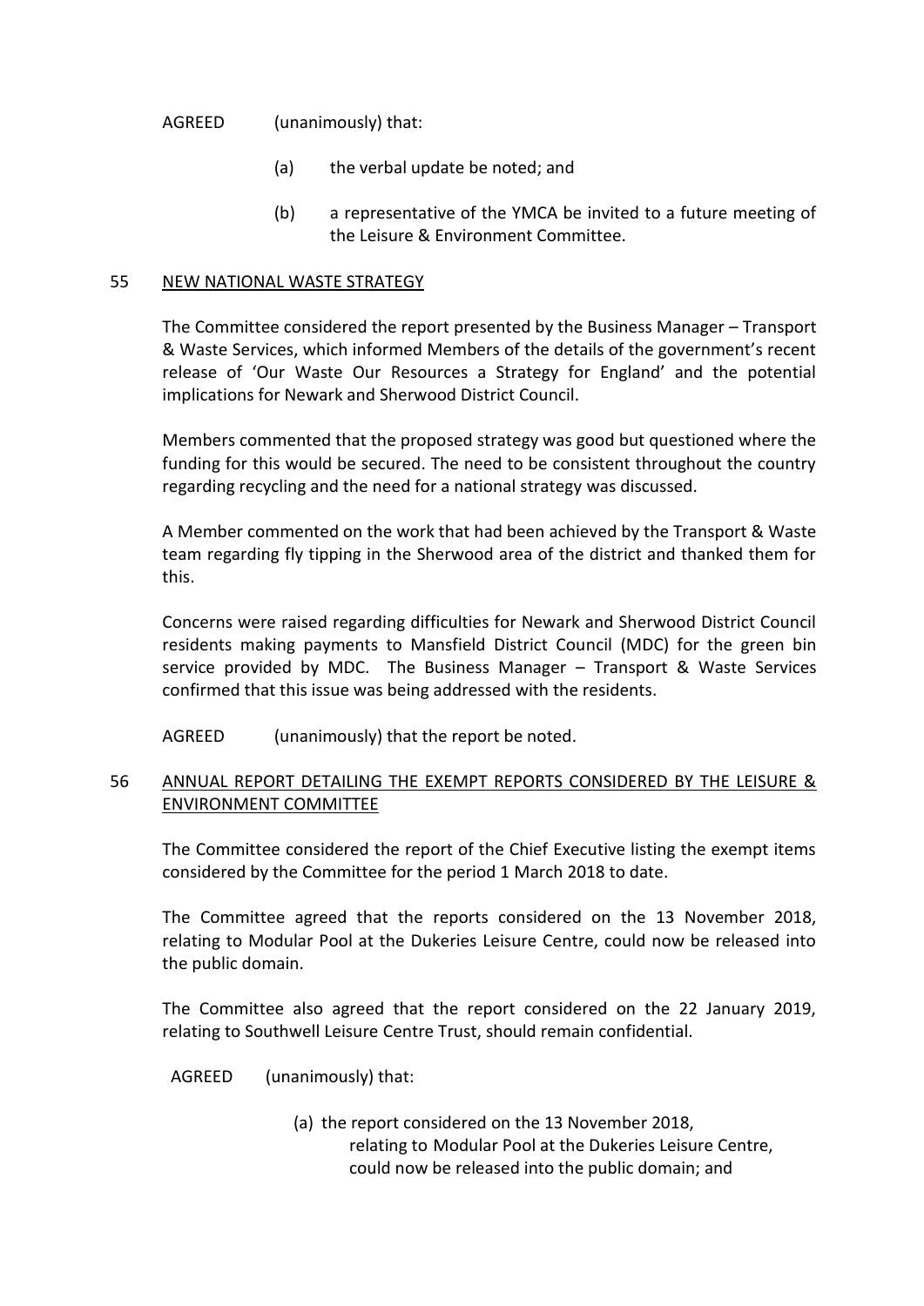AGREED (unanimously) that:

(a) the verbal update be noted; and

(b) a representative of the YMCA be invited to a future meeting of the Leisure & Environment Committee.

## 55 NEW NATIONAL WASTE STRATEGY

The Committee considered the report presented by the Business Manager – Transport & Waste Services, which informed Members of the details of the government's recent release of 'Our Waste Our Resources a Strategy for England' and the potential implications for Newark and Sherwood District Council.

Members commented that the proposed strategy was good but questioned where the funding for this would be secured. The need to be consistent throughout the country regarding recycling and the need for a national strategy was discussed.

A Member commented on the work that had been achieved by the Transport & Waste team regarding fly tipping in the Sherwood area of the district and thanked them for this.

Concerns were raised regarding difficulties for Newark and Sherwood District Council residents making payments to Mansfield District Council (MDC) for the green bin service provided by MDC. The Business Manager – Transport & Waste Services confirmed that this issue was being addressed with the residents.

AGREED (unanimously) that the report be noted.

## 56 ANNUAL REPORT DETAILING THE EXEMPT REPORTS CONSIDERED BY THE LEISURE & ENVIRONMENT COMMITTEE

The Committee considered the report of the Chief Executive listing the exempt items considered by the Committee for the period 1 March 2018 to date.

The Committee agreed that the reports considered on the 13 November 2018, relating to Modular Pool at the Dukeries Leisure Centre, could now be released into the public domain.

The Committee also agreed that the report considered on the 22 January 2019, relating to Southwell Leisure Centre Trust, should remain confidential.

AGREED (unanimously) that:

(a) the report considered on the 13 November 2018, relating to Modular Pool at the Dukeries Leisure Centre, could now be released into the public domain; and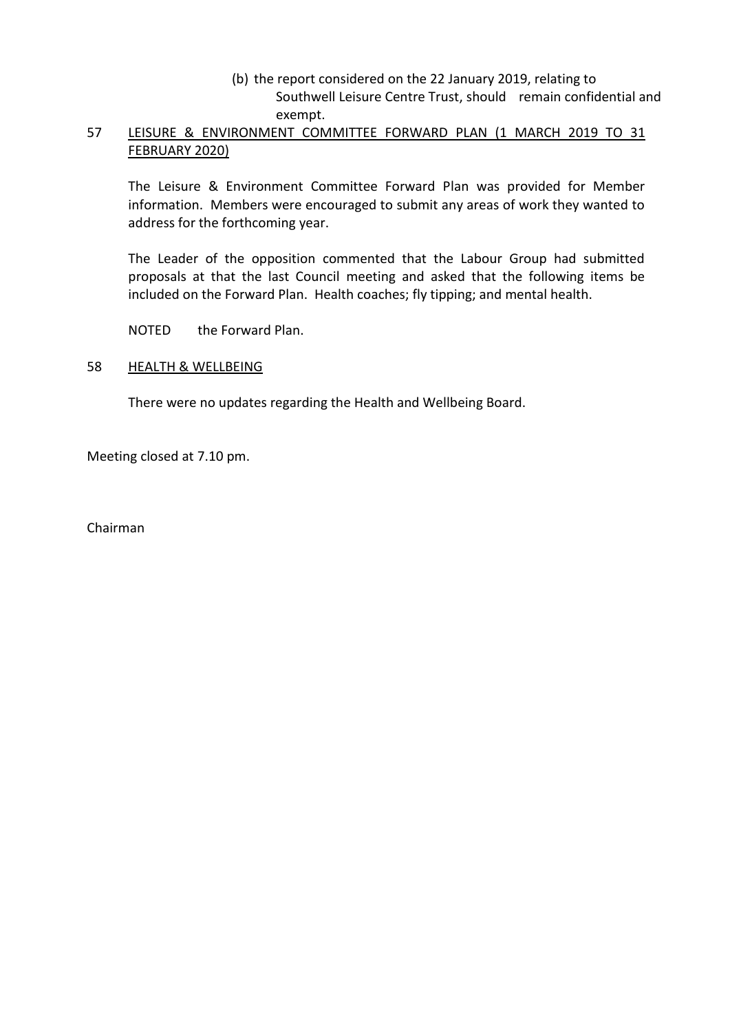(b) the report considered on the 22 January 2019, relating to Southwell Leisure Centre Trust, should remain confidential and exempt.

## 57 LEISURE & ENVIRONMENT COMMITTEE FORWARD PLAN (1 MARCH 2019 TO 31 FEBRUARY 2020)

The Leisure & Environment Committee Forward Plan was provided for Member information. Members were encouraged to submit any areas of work they wanted to address for the forthcoming year.

The Leader of the opposition commented that the Labour Group had submitted proposals at that the last Council meeting and asked that the following items be included on the Forward Plan. Health coaches; fly tipping; and mental health.

NOTED the Forward Plan.

## 58 HEALTH & WELLBEING

There were no updates regarding the Health and Wellbeing Board.

Meeting closed at 7.10 pm.

Chairman